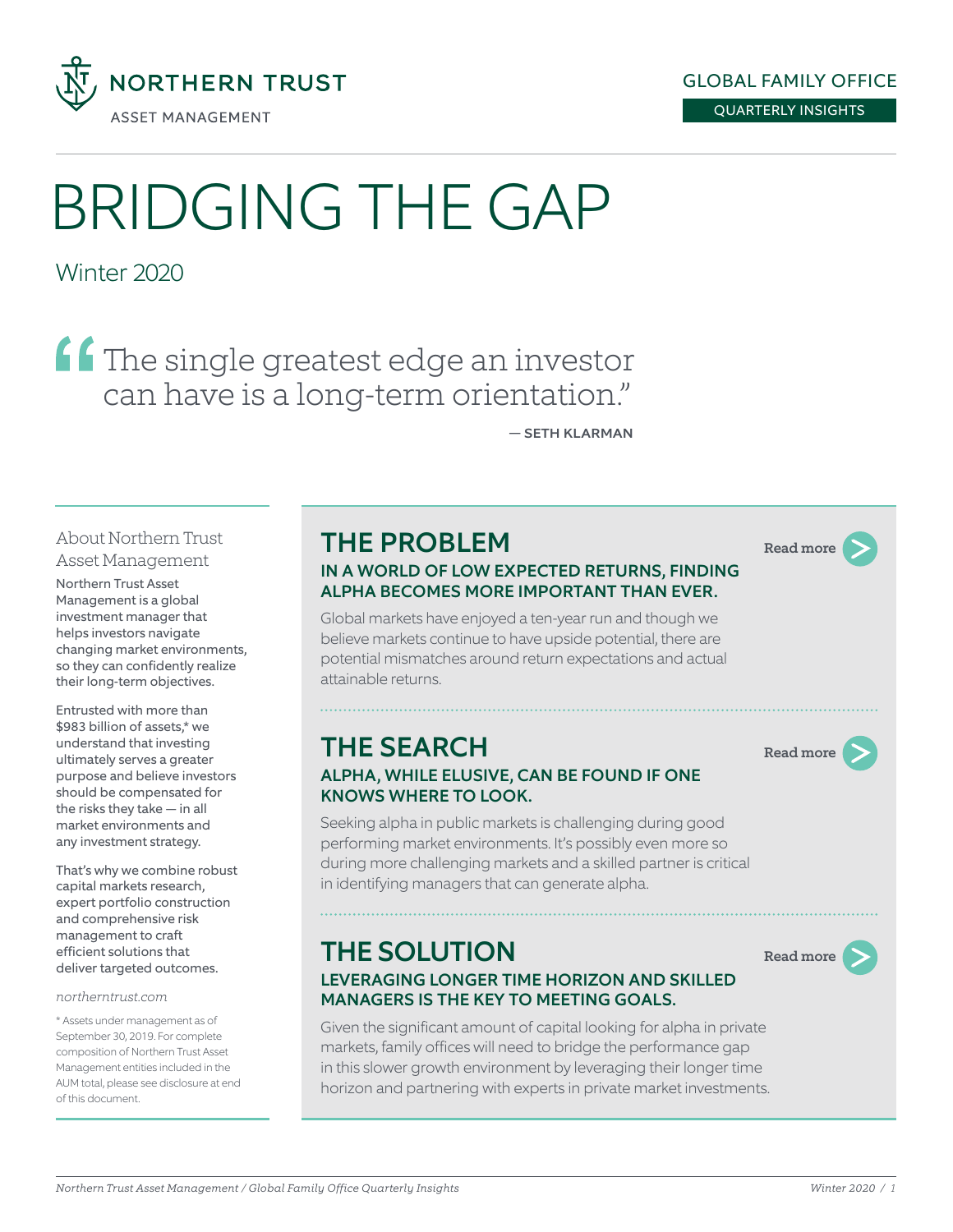NORTHERN TRUST

ASSET MANAGEMENT

GLOBAL FAMILY OFFICE

QUARTERLY INSIGHTS

# BRIDGING THE GAP

Winter 2020

> "The single greatest edge an investor can have is a long-term orientation."
>
> — SETH KLARMAN

## THE PROBLEM

### IN A WORLD OF LOW EXPECTED RETURNS, FINDING ALPHA BECOMES MORE IMPORTANT THAN EVER.

Global markets have enjoyed a ten-year run and though we believe markets continue to have upside potential, there are potential mismatches around return expectations and actual attainable returns.

Read more

## THE SEARCH

### ALPHA, WHILE ELUSIVE, CAN BE FOUND IF ONE KNOWS WHERE TO LOOK.

Seeking alpha in public markets is challenging during good performing market environments. It's possibly even more so during more challenging markets and a skilled partner is critical in identifying managers that can generate alpha.

Read more

## THE SOLUTION

### LEVERAGING LONGER TIME HORIZON AND SKILLED MANAGERS IS THE KEY TO MEETING GOALS.

Given the significant amount of capital looking for alpha in private markets, family offices will need to bridge the performance gap in this slower growth environment by leveraging their longer time horizon and partnering with experts in private market investments.

Read more

### About Northern Trust Asset Management

Northern Trust Asset Management is a global investment manager that helps investors navigate changing market environments, so they can confidently realize their long-term objectives.

Entrusted with more than $983 billion of assets,* we understand that investing ultimately serves a greater purpose and believe investors should be compensated for the risks they take — in all market environments and any investment strategy.

That's why we combine robust capital markets research, expert portfolio construction and comprehensive risk management to craft efficient solutions that deliver targeted outcomes.

*northerntrust.com*

* Assets under management as of September 30, 2019. For complete composition of Northern Trust Asset Management entities included in the AUM total, please see disclosure at end of this document.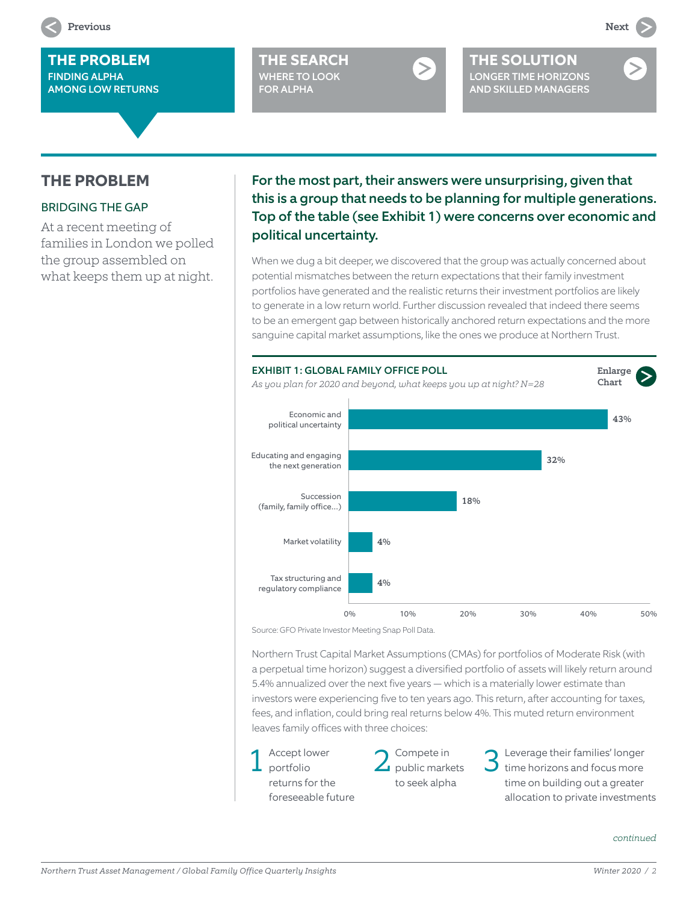Previous

Next

**THE PROBLEM**
FINDING ALPHA AMONG LOW RETURNS

**THE SEARCH**
WHERE TO LOOK FOR ALPHA

**THE SOLUTION**
LONGER TIME HORIZONS AND SKILLED MANAGERS

## THE PROBLEM

### BRIDGING THE GAP

At a recent meeting of families in London we polled the group assembled on what keeps them up at night.

**For the most part, their answers were unsurprising, given that this is a group that needs to be planning for multiple generations. Top of the table (see Exhibit 1) were concerns over economic and political uncertainty.**

When we dug a bit deeper, we discovered that the group was actually concerned about potential mismatches between the return expectations that their family investment portfolios have generated and the realistic returns their investment portfolios are likely to generate in a low return world. Further discussion revealed that indeed there seems to be an emergent gap between historically anchored return expectations and the more sanguine capital market assumptions, like the ones we produce at Northern Trust.

**EXHIBIT 1: GLOBAL FAMILY OFFICE POLL**

*As you plan for 2020 and beyond, what keeps you up at night? N=28*

Enlarge Chart

Economic and political uncertainty 43%
Educating and engaging the next generation 32%
Succession (family, family office...) 18%
Market volatility 4%
Tax structuring and regulatory compliance 4%

0% 10% 20% 30% 40% 50%

Source: GFO Private Investor Meeting Snap Poll Data.

Northern Trust Capital Market Assumptions (CMAs) for portfolios of Moderate Risk (with a perpetual time horizon) suggest a diversified portfolio of assets will likely return around 5.4% annualized over the next five years — which is a materially lower estimate than investors were experiencing five to ten years ago. This return, after accounting for taxes, fees, and inflation, could bring real returns below 4%. This muted return environment leaves family offices with three choices:

1. Accept lower portfolio returns for the foreseeable future
2. Compete in public markets to seek alpha
3. Leverage their families' longer time horizons and focus more time on building out a greater allocation to private investments

*continued*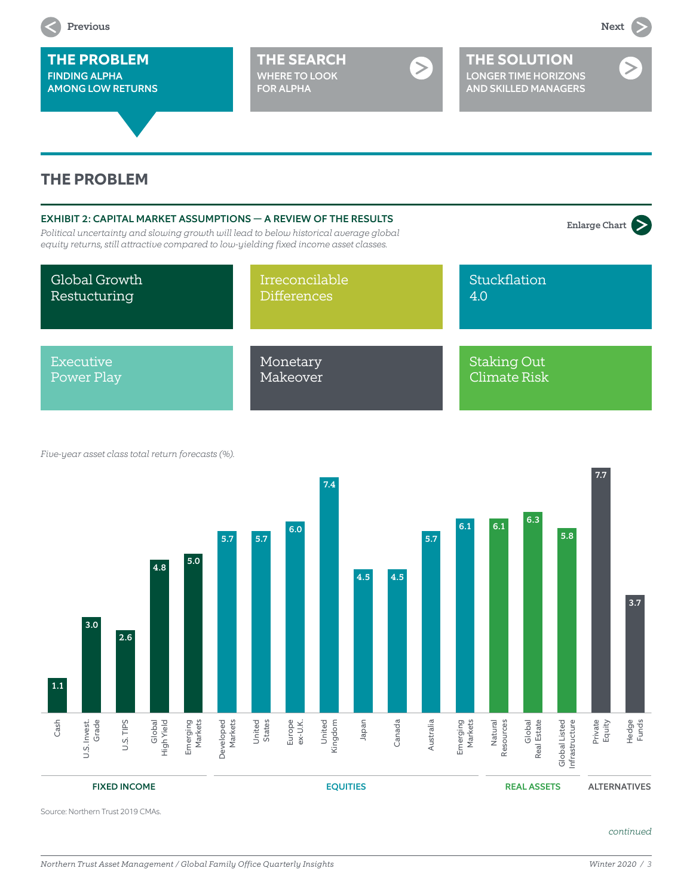Previous Next

**THE PROBLEM**
FINDING ALPHA AMONG LOW RETURNS

**THE SEARCH**
WHERE TO LOOK FOR ALPHA

**THE SOLUTION**
LONGER TIME HORIZONS AND SKILLED MANAGERS

## THE PROBLEM

### EXHIBIT 2: CAPITAL MARKET ASSUMPTIONS — A REVIEW OF THE RESULTS

*Political uncertainty and slowing growth will lead to below historical average global equity returns, still attractive compared to low-yielding fixed income asset classes.*

Enlarge Chart

- Global Growth Restucturing
- Irreconcilable Differences
- Stuckflation 4.0
- Executive Power Play
- Monetary Makeover
- Staking Out Climate Risk

*Five-year asset class total return forecasts (%).*

| Category | Asset Class | Forecast (%) |
|---|---|---|
| FIXED INCOME | Cash | 1.1 |
| FIXED INCOME | U.S. Invest. Grade | 3.0 |
| FIXED INCOME | U.S. TIPS | 2.6 |
| FIXED INCOME | Global High Yield | 4.8 |
| FIXED INCOME | Emerging Markets | 5.0 |
| EQUITIES | Developed Markets | 5.7 |
| EQUITIES | United States | 5.7 |
| EQUITIES | Europe ex-U.K. | 6.0 |
| EQUITIES | United Kingdom | 7.4 |
| EQUITIES | Japan | 4.5 |
| EQUITIES | Canada | 4.5 |
| EQUITIES | Australia | 5.7 |
| EQUITIES | Emerging Markets | 6.1 |
| REAL ASSETS | Natural Resources | 6.1 |
| REAL ASSETS | Global Real Estate | 6.3 |
| REAL ASSETS | Global Listed Infrastructure | 5.8 |
| ALTERNATIVES | Private Equity | 7.7 |
| ALTERNATIVES | Hedge Funds | 3.7 |

Source: Northern Trust 2019 CMAs.

*continued*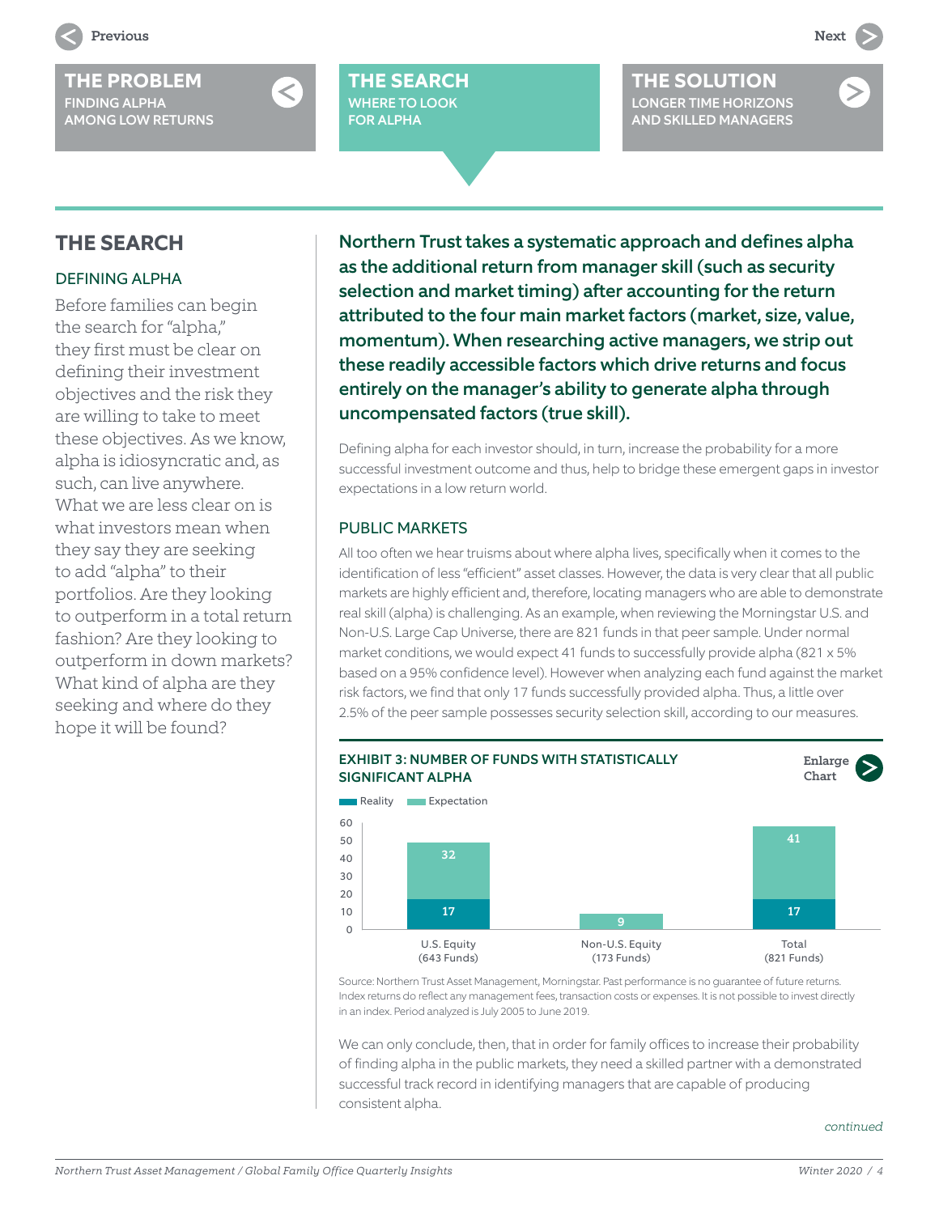Previous

Next

**THE PROBLEM**
FINDING ALPHA AMONG LOW RETURNS

**THE SEARCH**
WHERE TO LOOK FOR ALPHA

**THE SOLUTION**
LONGER TIME HORIZONS AND SKILLED MANAGERS

## THE SEARCH

### DEFINING ALPHA

Before families can begin the search for "alpha," they first must be clear on defining their investment objectives and the risk they are willing to take to meet these objectives. As we know, alpha is idiosyncratic and, as such, can live anywhere. What we are less clear on is what investors mean when they say they are seeking to add "alpha" to their portfolios. Are they looking to outperform in a total return fashion? Are they looking to outperform in down markets? What kind of alpha are they seeking and where do they hope it will be found?

**Northern Trust takes a systematic approach and defines alpha as the additional return from manager skill (such as security selection and market timing) after accounting for the return attributed to the four main market factors (market, size, value, momentum). When researching active managers, we strip out these readily accessible factors which drive returns and focus entirely on the manager's ability to generate alpha through uncompensated factors (true skill).**

Defining alpha for each investor should, in turn, increase the probability for a more successful investment outcome and thus, help to bridge these emergent gaps in investor expectations in a low return world.

### PUBLIC MARKETS

All too often we hear truisms about where alpha lives, specifically when it comes to the identification of less "efficient" asset classes. However, the data is very clear that all public markets are highly efficient and, therefore, locating managers who are able to demonstrate real skill (alpha) is challenging. As an example, when reviewing the Morningstar U.S. and Non-U.S. Large Cap Universe, there are 821 funds in that peer sample. Under normal market conditions, we would expect 41 funds to successfully provide alpha (821 x 5% based on a 95% confidence level). However when analyzing each fund against the market risk factors, we find that only 17 funds successfully provided alpha. Thus, a little over 2.5% of the peer sample possesses security selection skill, according to our measures.

**EXHIBIT 3: NUMBER OF FUNDS WITH STATISTICALLY SIGNIFICANT ALPHA**

Enlarge Chart

Reality
Expectation

60
50
40
30
20
10
0

32
17
9
41
17

U.S. Equity (643 Funds)
Non-U.S. Equity (173 Funds)
Total (821 Funds)

Source: Northern Trust Asset Management, Morningstar. Past performance is no guarantee of future returns. Index returns do reflect any management fees, transaction costs or expenses. It is not possible to invest directly in an index. Period analyzed is July 2005 to June 2019.

We can only conclude, then, that in order for family offices to increase their probability of finding alpha in the public markets, they need a skilled partner with a demonstrated successful track record in identifying managers that are capable of producing consistent alpha.

*continued*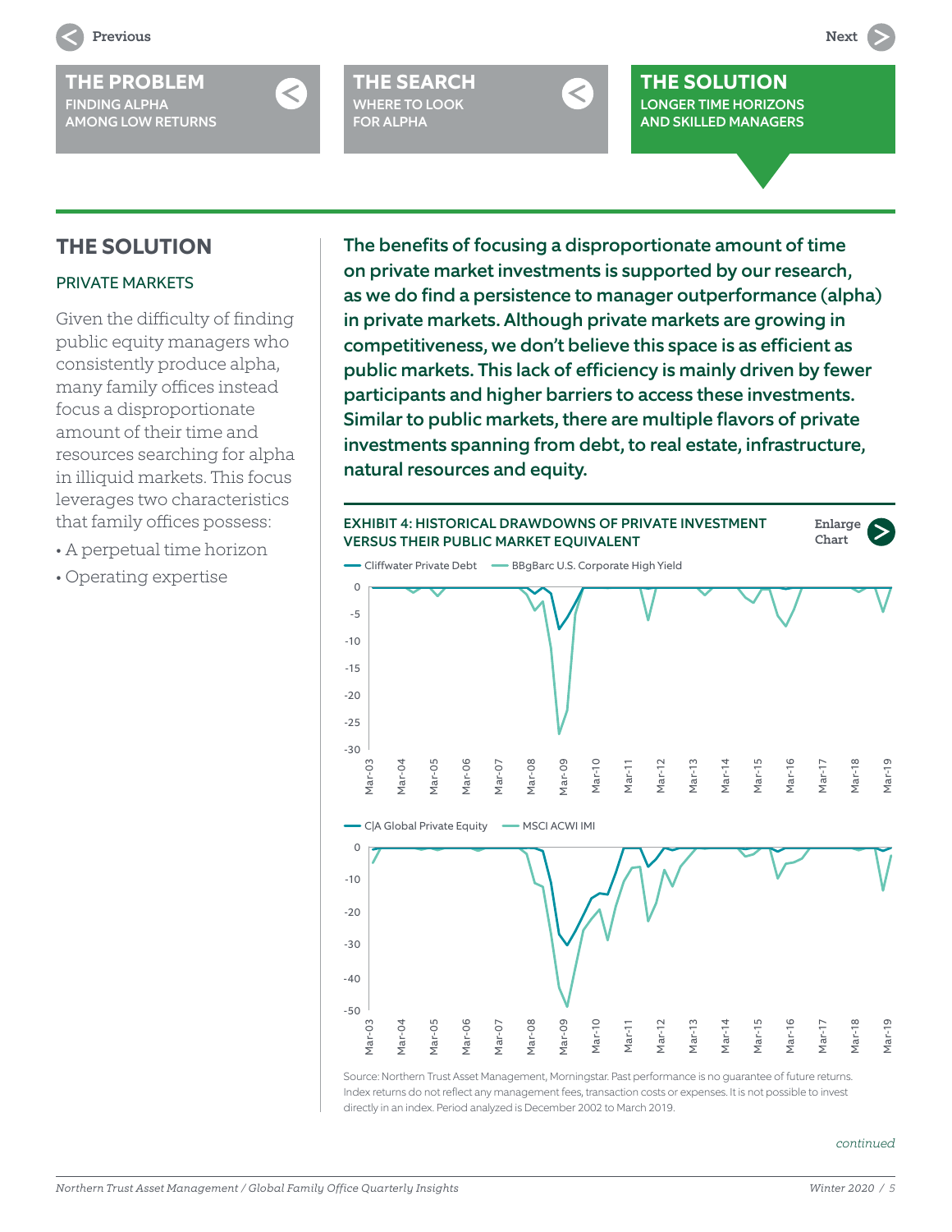Previous

Next

**THE PROBLEM**
FINDING ALPHA AMONG LOW RETURNS

**THE SEARCH**
WHERE TO LOOK FOR ALPHA

**THE SOLUTION**
LONGER TIME HORIZONS AND SKILLED MANAGERS

## THE SOLUTION

### PRIVATE MARKETS

Given the difficulty of finding public equity managers who consistently produce alpha, many family offices instead focus a disproportionate amount of their time and resources searching for alpha in illiquid markets. This focus leverages two characteristics that family offices possess:

- A perpetual time horizon
- Operating expertise

**The benefits of focusing a disproportionate amount of time on private market investments is supported by our research, as we do find a persistence to manager outperformance (alpha) in private markets. Although private markets are growing in competitiveness, we don't believe this space is as efficient as public markets. This lack of efficiency is mainly driven by fewer participants and higher barriers to access these investments. Similar to public markets, there are multiple flavors of private investments spanning from debt, to real estate, infrastructure, natural resources and equity.**

**EXHIBIT 4: HISTORICAL DRAWDOWNS OF PRIVATE INVESTMENT VERSUS THEIR PUBLIC MARKET EQUIVALENT**

Enlarge Chart

Cliffwater Private Debt
BBgBarc U.S. Corporate High Yield

0
-5
-10
-15
-20
-25
-30

Mar-03 Mar-04 Mar-05 Mar-06 Mar-07 Mar-08 Mar-09 Mar-10 Mar-11 Mar-12 Mar-13 Mar-14 Mar-15 Mar-16 Mar-17 Mar-18 Mar-19

C|A Global Private Equity
MSCI ACWI IMI

0
-10
-20
-30
-40
-50

Mar-03 Mar-04 Mar-05 Mar-06 Mar-07 Mar-08 Mar-09 Mar-10 Mar-11 Mar-12 Mar-13 Mar-14 Mar-15 Mar-16 Mar-17 Mar-18 Mar-19

Source: Northern Trust Asset Management, Morningstar. Past performance is no guarantee of future returns. Index returns do not reflect any management fees, transaction costs or expenses. It is not possible to invest directly in an index. Period analyzed is December 2002 to March 2019.

*continued*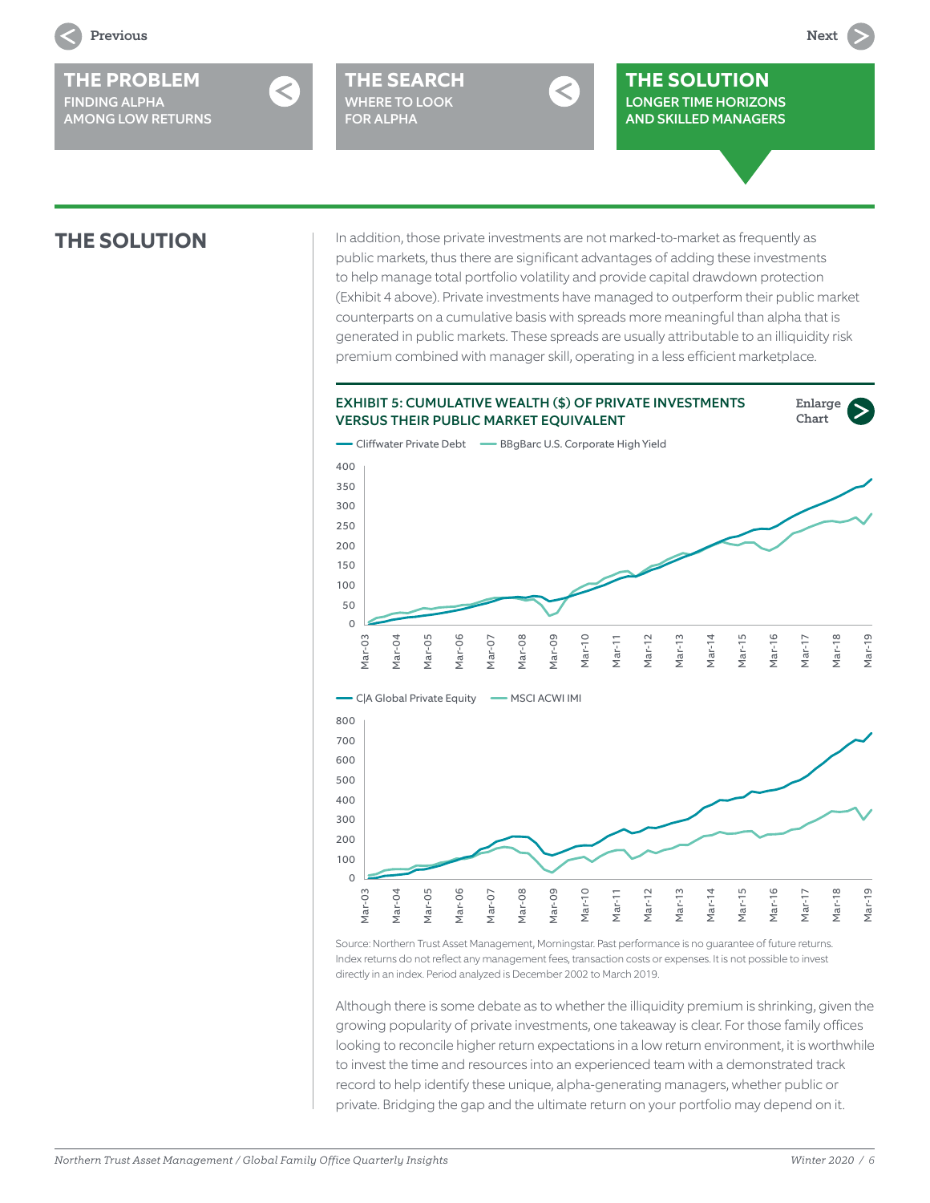Previous

Next

**THE PROBLEM**
FINDING ALPHA AMONG LOW RETURNS

**THE SEARCH**
WHERE TO LOOK FOR ALPHA

**THE SOLUTION**
LONGER TIME HORIZONS AND SKILLED MANAGERS

## THE SOLUTION

In addition, those private investments are not marked-to-market as frequently as public markets, thus there are significant advantages of adding these investments to help manage total portfolio volatility and provide capital drawdown protection (Exhibit 4 above). Private investments have managed to outperform their public market counterparts on a cumulative basis with spreads more meaningful than alpha that is generated in public markets. These spreads are usually attributable to an illiquidity risk premium combined with manager skill, operating in a less efficient marketplace.

### EXHIBIT 5: CUMULATIVE WEALTH ($) OF PRIVATE INVESTMENTS VERSUS THEIR PUBLIC MARKET EQUIVALENT

Enlarge Chart

Cliffwater Private Debt
BBgBarc U.S. Corporate High Yield

400
350
300
250
200
150
100
50
0

Mar-03 Mar-04 Mar-05 Mar-06 Mar-07 Mar-08 Mar-09 Mar-10 Mar-11 Mar-12 Mar-13 Mar-14 Mar-15 Mar-16 Mar-17 Mar-18 Mar-19

C|A Global Private Equity
MSCI ACWI IMI

800
700
600
500
400
300
200
100
0

Mar-03 Mar-04 Mar-05 Mar-06 Mar-07 Mar-08 Mar-09 Mar-10 Mar-11 Mar-12 Mar-13 Mar-14 Mar-15 Mar-16 Mar-17 Mar-18 Mar-19

Source: Northern Trust Asset Management, Morningstar. Past performance is no guarantee of future returns. Index returns do not reflect any management fees, transaction costs or expenses. It is not possible to invest directly in an index. Period analyzed is December 2002 to March 2019.

Although there is some debate as to whether the illiquidity premium is shrinking, given the growing popularity of private investments, one takeaway is clear. For those family offices looking to reconcile higher return expectations in a low return environment, it is worthwhile to invest the time and resources into an experienced team with a demonstrated track record to help identify these unique, alpha-generating managers, whether public or private. Bridging the gap and the ultimate return on your portfolio may depend on it.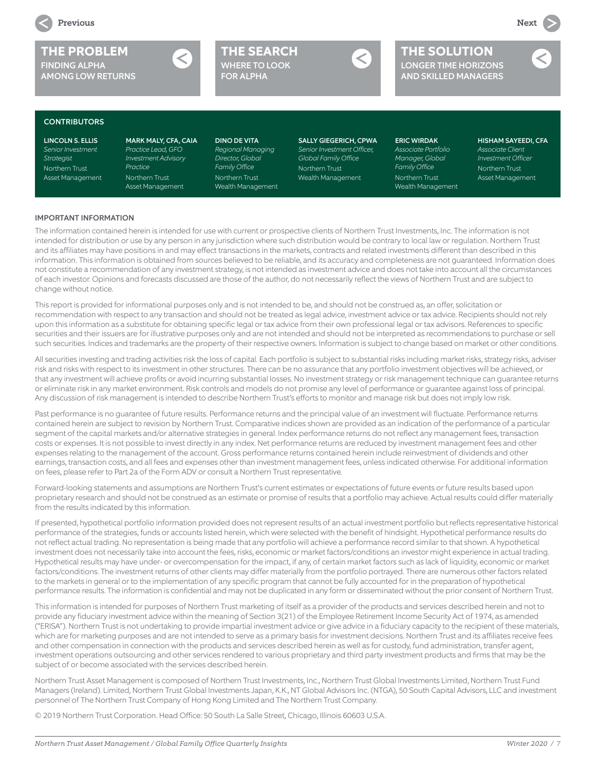Previous

Next

**THE PROBLEM**
FINDING ALPHA AMONG LOW RETURNS

**THE SEARCH**
WHERE TO LOOK FOR ALPHA

**THE SOLUTION**
LONGER TIME HORIZONS AND SKILLED MANAGERS

## CONTRIBUTORS

**LINCOLN S. ELLIS**
*Senior Investment Strategist*
Northern Trust Asset Management

**MARK MALY, CFA, CAIA**
*Practice Lead, GFO Investment Advisory Practice*
Northern Trust Asset Management

**DINO DE VITA**
*Regional Managing Director, Global Family Office*
Northern Trust Wealth Management

**SALLY GIEGERICH, CPWA**
*Senior Investment Officer, Global Family Office*
Northern Trust Wealth Management

**ERIC WIRDAK**
*Associate Portfolio Manager, Global Family Office*
Northern Trust Wealth Management

**HISHAM SAYEEDI, CFA**
*Associate Client Investment Officer*
Northern Trust Asset Management

## IMPORTANT INFORMATION

The information contained herein is intended for use with current or prospective clients of Northern Trust Investments, Inc. The information is not intended for distribution or use by any person in any jurisdiction where such distribution would be contrary to local law or regulation. Northern Trust and its affiliates may have positions in and may effect transactions in the markets, contracts and related investments different than described in this information. This information is obtained from sources believed to be reliable, and its accuracy and completeness are not guaranteed. Information does not constitute a recommendation of any investment strategy, is not intended as investment advice and does not take into account all the circumstances of each investor. Opinions and forecasts discussed are those of the author, do not necessarily reflect the views of Northern Trust and are subject to change without notice.

This report is provided for informational purposes only and is not intended to be, and should not be construed as, an offer, solicitation or recommendation with respect to any transaction and should not be treated as legal advice, investment advice or tax advice. Recipients should not rely upon this information as a substitute for obtaining specific legal or tax advice from their own professional legal or tax advisors. References to specific securities and their issuers are for illustrative purposes only and are not intended and should not be interpreted as recommendations to purchase or sell such securities. Indices and trademarks are the property of their respective owners. Information is subject to change based on market or other conditions.

All securities investing and trading activities risk the loss of capital. Each portfolio is subject to substantial risks including market risks, strategy risks, adviser risk and risks with respect to its investment in other structures. There can be no assurance that any portfolio investment objectives will be achieved, or that any investment will achieve profits or avoid incurring substantial losses. No investment strategy or risk management technique can guarantee returns or eliminate risk in any market environment. Risk controls and models do not promise any level of performance or guarantee against loss of principal. Any discussion of risk management is intended to describe Northern Trust's efforts to monitor and manage risk but does not imply low risk.

Past performance is no guarantee of future results. Performance returns and the principal value of an investment will fluctuate. Performance returns contained herein are subject to revision by Northern Trust. Comparative indices shown are provided as an indication of the performance of a particular segment of the capital markets and/or alternative strategies in general. Index performance returns do not reflect any management fees, transaction costs or expenses. It is not possible to invest directly in any index. Net performance returns are reduced by investment management fees and other expenses relating to the management of the account. Gross performance returns contained herein include reinvestment of dividends and other earnings, transaction costs, and all fees and expenses other than investment management fees, unless indicated otherwise. For additional information on fees, please refer to Part 2a of the Form ADV or consult a Northern Trust representative.

Forward-looking statements and assumptions are Northern Trust's current estimates or expectations of future events or future results based upon proprietary research and should not be construed as an estimate or promise of results that a portfolio may achieve. Actual results could differ materially from the results indicated by this information.

If presented, hypothetical portfolio information provided does not represent results of an actual investment portfolio but reflects representative historical performance of the strategies, funds or accounts listed herein, which were selected with the benefit of hindsight. Hypothetical performance results do not reflect actual trading. No representation is being made that any portfolio will achieve a performance record similar to that shown. A hypothetical investment does not necessarily take into account the fees, risks, economic or market factors/conditions an investor might experience in actual trading. Hypothetical results may have under- or overcompensation for the impact, if any, of certain market factors such as lack of liquidity, economic or market factors/conditions. The investment returns of other clients may differ materially from the portfolio portrayed. There are numerous other factors related to the markets in general or to the implementation of any specific program that cannot be fully accounted for in the preparation of hypothetical performance results. The information is confidential and may not be duplicated in any form or disseminated without the prior consent of Northern Trust.

This information is intended for purposes of Northern Trust marketing of itself as a provider of the products and services described herein and not to provide any fiduciary investment advice within the meaning of Section 3(21) of the Employee Retirement Income Security Act of 1974, as amended ("ERISA"). Northern Trust is not undertaking to provide impartial investment advice or give advice in a fiduciary capacity to the recipient of these materials, which are for marketing purposes and are not intended to serve as a primary basis for investment decisions. Northern Trust and its affiliates receive fees and other compensation in connection with the products and services described herein as well as for custody, fund administration, transfer agent, investment operations outsourcing and other services rendered to various proprietary and third party investment products and firms that may be the subject of or become associated with the services described herein.

Northern Trust Asset Management is composed of Northern Trust Investments, Inc., Northern Trust Global Investments Limited, Northern Trust Fund Managers (Ireland). Limited, Northern Trust Global Investments Japan, K.K., NT Global Advisors Inc. (NTGA), 50 South Capital Advisors, LLC and investment personnel of The Northern Trust Company of Hong Kong Limited and The Northern Trust Company.

© 2019 Northern Trust Corporation. Head Office: 50 South La Salle Street, Chicago, Illinois 60603 U.S.A.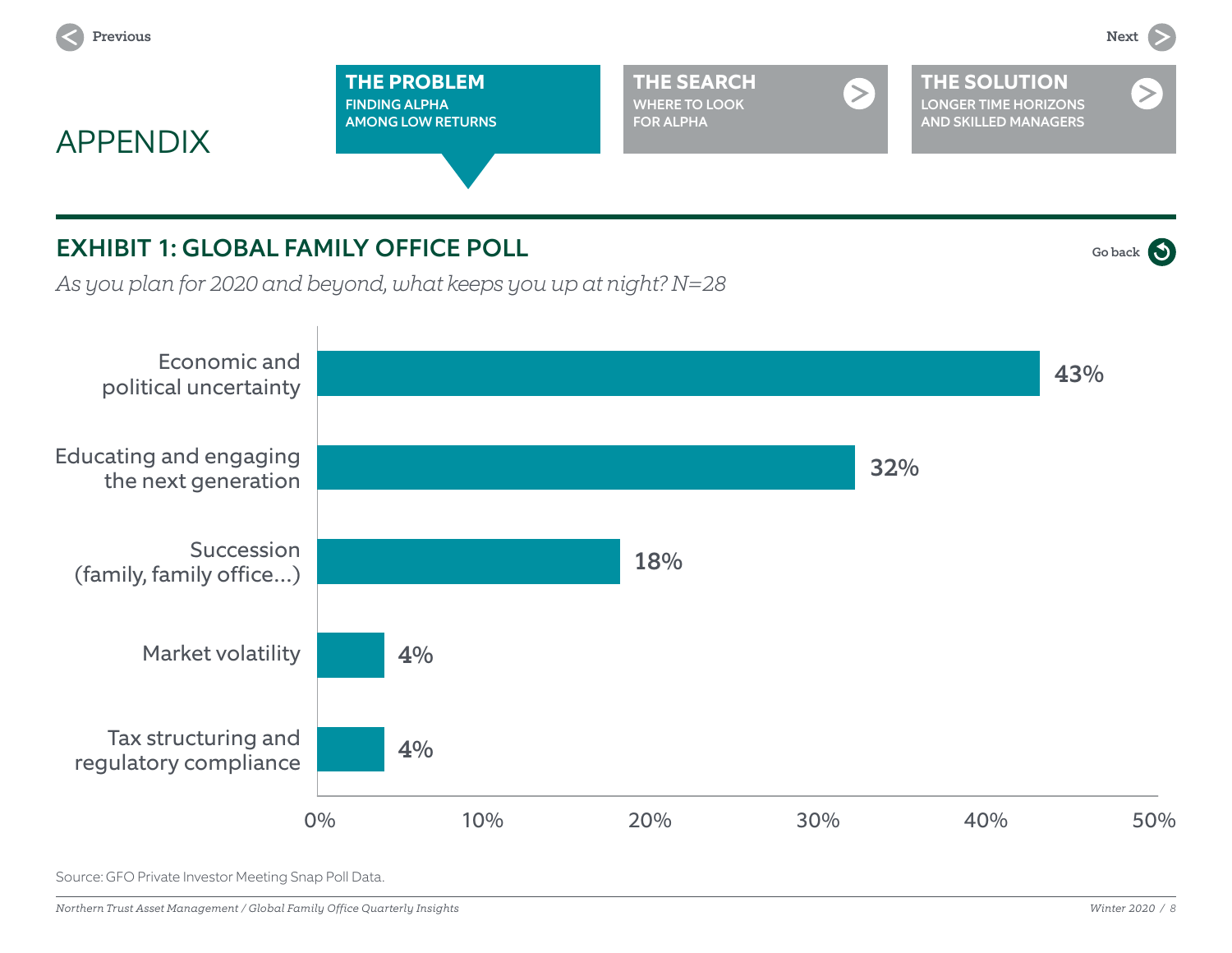# APPENDIX

**THE PROBLEM**
FINDING ALPHA AMONG LOW RETURNS

**THE SEARCH**
WHERE TO LOOK FOR ALPHA

**THE SOLUTION**
LONGER TIME HORIZONS AND SKILLED MANAGERS

## EXHIBIT 1: GLOBAL FAMILY OFFICE POLL

*As you plan for 2020 and beyond, what keeps you up at night? N=28*

Economic and political uncertainty 43%

Educating and engaging the next generation 32%

Succession (family, family office...) 18%

Market volatility 4%

Tax structuring and regulatory compliance 4%

0% 10% 20% 30% 40% 50%

Source: GFO Private Investor Meeting Snap Poll Data.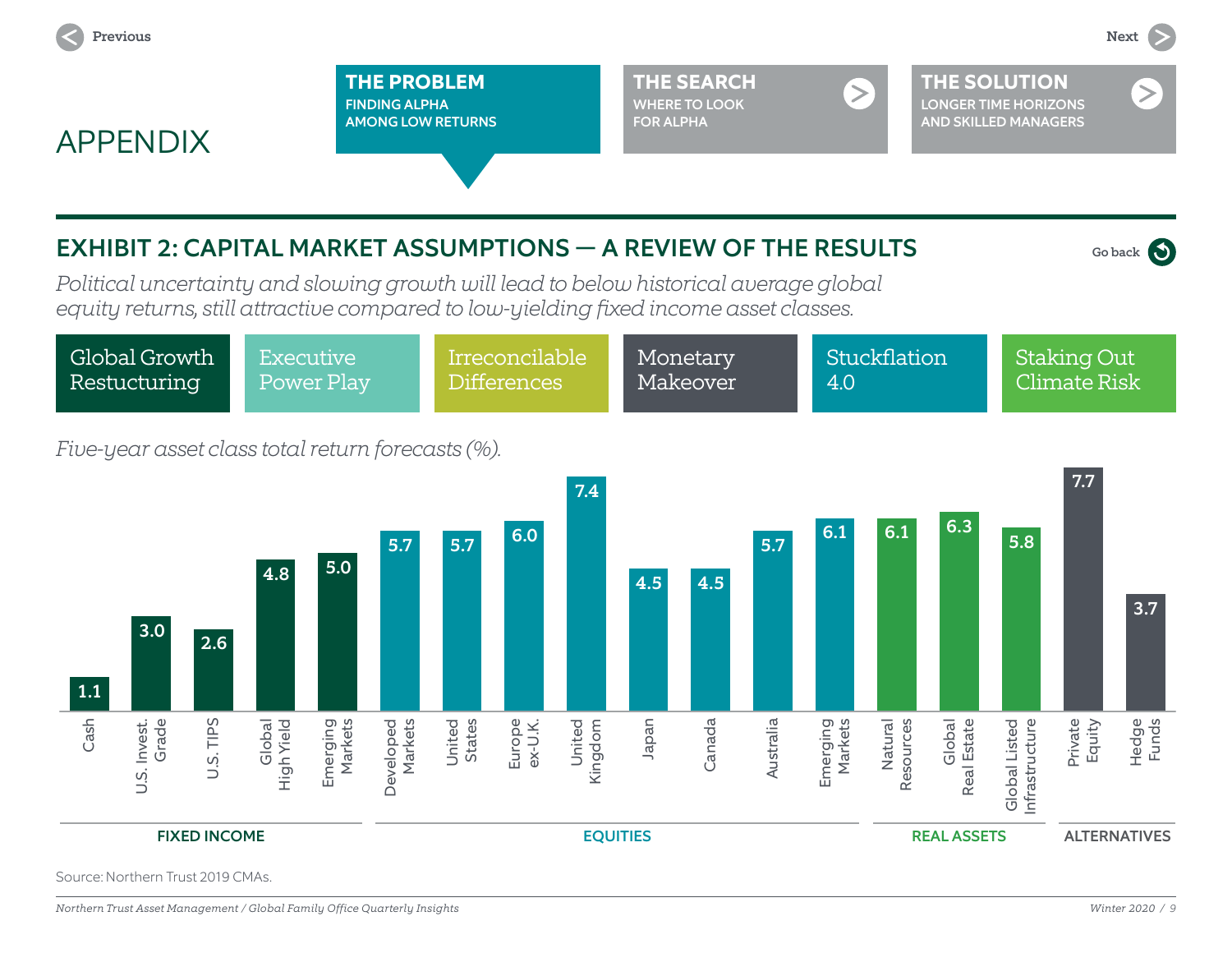Previous

Next

**THE PROBLEM**
FINDING ALPHA AMONG LOW RETURNS

**THE SEARCH**
WHERE TO LOOK FOR ALPHA

**THE SOLUTION**
LONGER TIME HORIZONS AND SKILLED MANAGERS

# APPENDIX

## EXHIBIT 2: CAPITAL MARKET ASSUMPTIONS — A REVIEW OF THE RESULTS

Go back

*Political uncertainty and slowing growth will lead to below historical average global equity returns, still attractive compared to low-yielding fixed income asset classes.*

Global Growth Restucturing

Executive Power Play

Irreconcilable Differences

Monetary Makeover

Stuckflation 4.0

Staking Out Climate Risk

*Five-year asset class total return forecasts (%).*

1.1
3.0
2.6
4.8
5.0
5.7
5.7
6.0
7.4
4.5
4.5
5.7
6.1
6.1
6.3
5.8
7.7
3.7

Cash
U.S. Invest. Grade
U.S. TIPS
Global High Yield
Emerging Markets
Developed Markets
United States
Europe ex-U.K.
United Kingdom
Japan
Canada
Australia
Emerging Markets
Natural Resources
Global Real Estate
Global Listed Infrastructure
Private Equity
Hedge Funds

FIXED INCOME
EQUITIES
REAL ASSETS
ALTERNATIVES

Source: Northern Trust 2019 CMAs.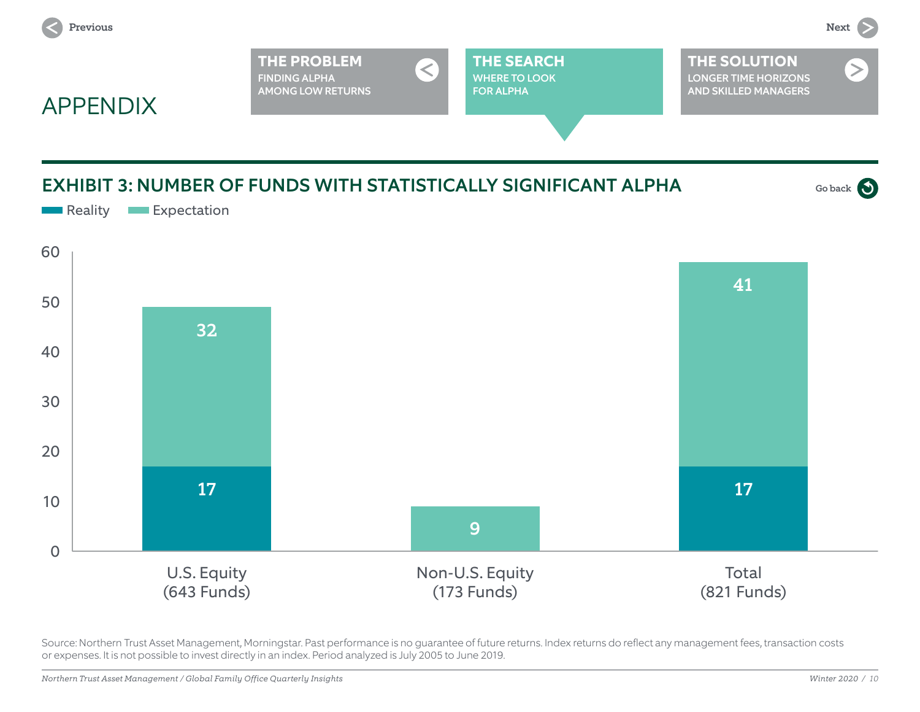Previous

Next

**THE PROBLEM**
FINDING ALPHA
AMONG LOW RETURNS

**THE SEARCH**
WHERE TO LOOK
FOR ALPHA

**THE SOLUTION**
LONGER TIME HORIZONS
AND SKILLED MANAGERS

# APPENDIX

## EXHIBIT 3: NUMBER OF FUNDS WITH STATISTICALLY SIGNIFICANT ALPHA

Go back

Reality
Expectation

60
50
40
30
20
10
0

32
17
U.S. Equity
(643 Funds)

9
Non-U.S. Equity
(173 Funds)

41
17
Total
(821 Funds)

Source: Northern Trust Asset Management, Morningstar. Past performance is no guarantee of future returns. Index returns do reflect any management fees, transaction costs or expenses. It is not possible to invest directly in an index. Period analyzed is July 2005 to June 2019.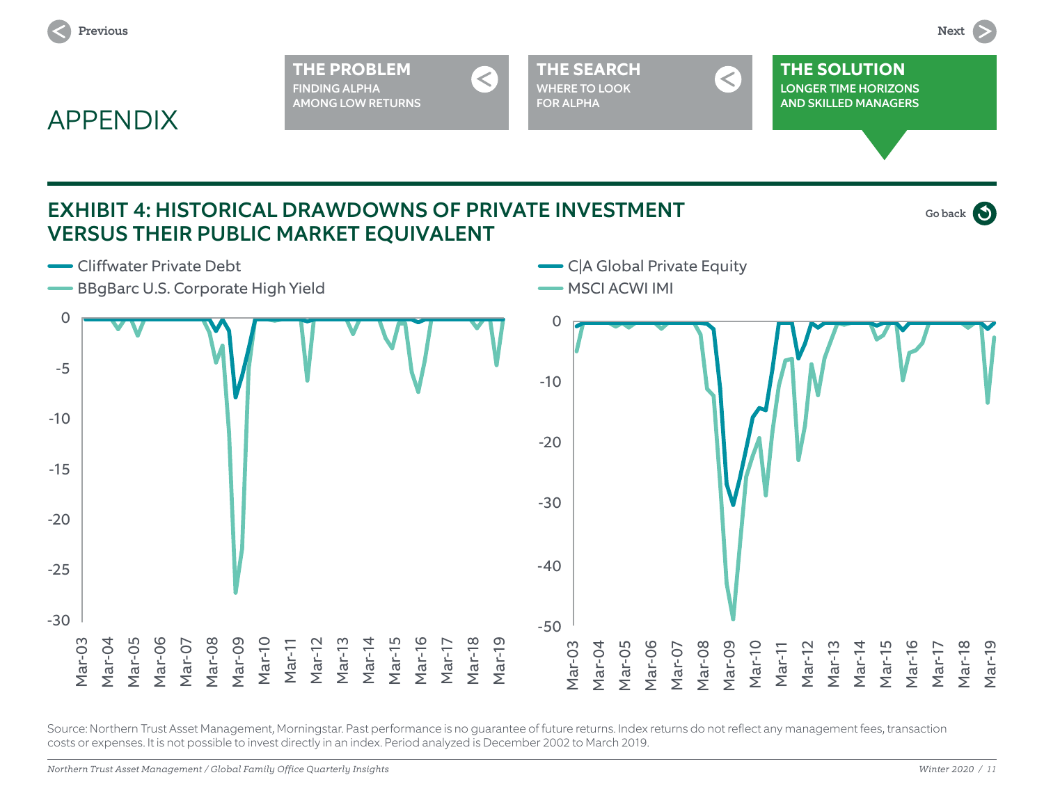Previous

Next

**THE PROBLEM**
FINDING ALPHA AMONG LOW RETURNS

**THE SEARCH**
WHERE TO LOOK FOR ALPHA

**THE SOLUTION**
LONGER TIME HORIZONS AND SKILLED MANAGERS

# APPENDIX

## EXHIBIT 4: HISTORICAL DRAWDOWNS OF PRIVATE INVESTMENT VERSUS THEIR PUBLIC MARKET EQUIVALENT

Go back

Cliffwater Private Debt
BBgBarc U.S. Corporate High Yield

0
-5
-10
-15
-20
-25
-30

Mar-03
Mar-04
Mar-05
Mar-06
Mar-07
Mar-08
Mar-09
Mar-10
Mar-11
Mar-12
Mar-13
Mar-14
Mar-15
Mar-16
Mar-17
Mar-18
Mar-19

C|A Global Private Equity
MSCI ACWI IMI

0
-10
-20
-30
-40
-50

Mar-03
Mar-04
Mar-05
Mar-06
Mar-07
Mar-08
Mar-09
Mar-10
Mar-11
Mar-12
Mar-13
Mar-14
Mar-15
Mar-16
Mar-17
Mar-18
Mar-19

Source: Northern Trust Asset Management, Morningstar. Past performance is no guarantee of future returns. Index returns do not reflect any management fees, transaction costs or expenses. It is not possible to invest directly in an index. Period analyzed is December 2002 to March 2019.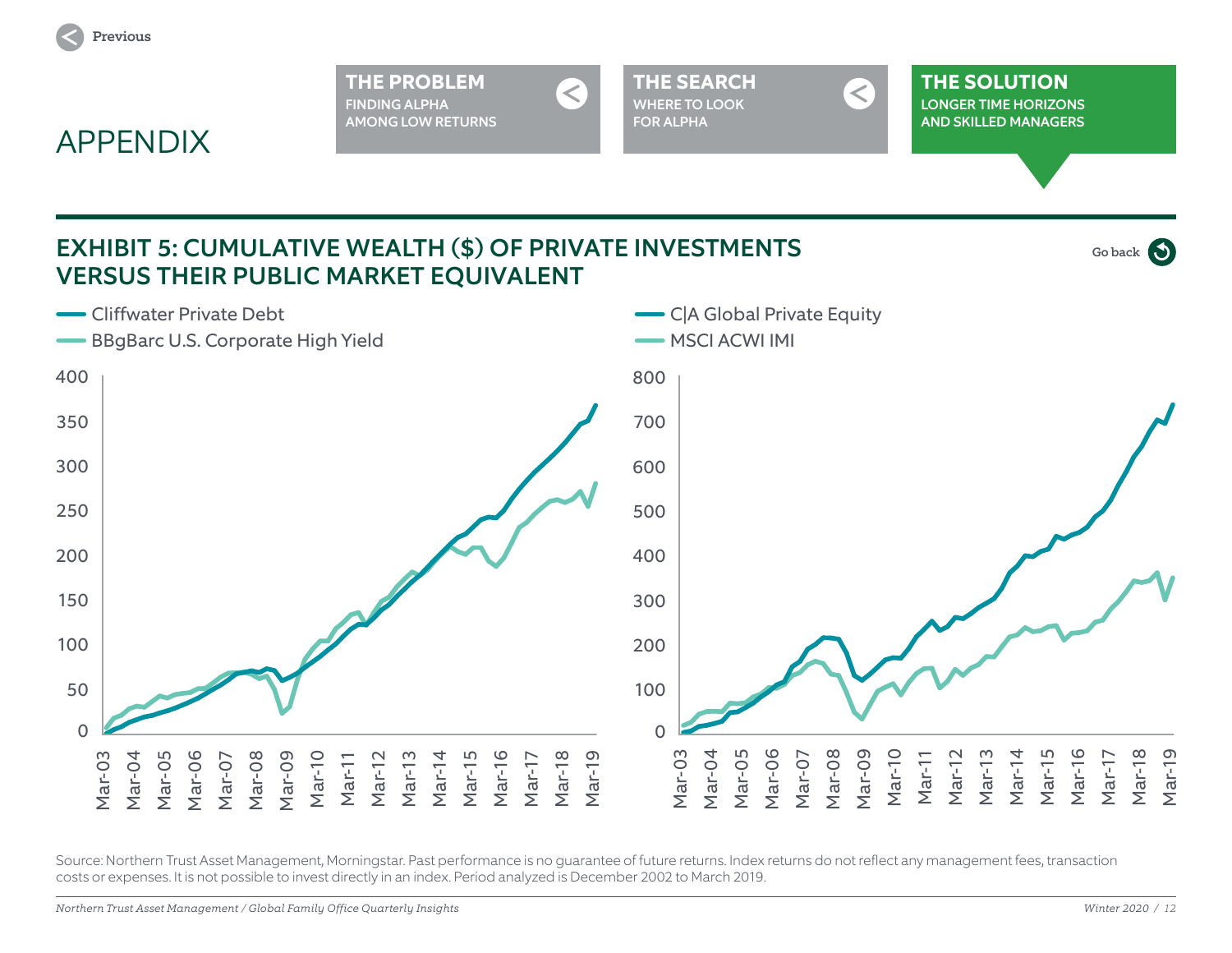Previous

**THE PROBLEM**
FINDING ALPHA AMONG LOW RETURNS

**THE SEARCH**
WHERE TO LOOK FOR ALPHA

**THE SOLUTION**
LONGER TIME HORIZONS AND SKILLED MANAGERS

# APPENDIX

## EXHIBIT 5: CUMULATIVE WEALTH ($) OF PRIVATE INVESTMENTS VERSUS THEIR PUBLIC MARKET EQUIVALENT

Go back

Cliffwater Private Debt
BBgBarc U.S. Corporate High Yield

400
350
300
250
200
150
100
50
0

Mar-03 Mar-04 Mar-05 Mar-06 Mar-07 Mar-08 Mar-09 Mar-10 Mar-11 Mar-12 Mar-13 Mar-14 Mar-15 Mar-16 Mar-17 Mar-18 Mar-19

C|A Global Private Equity
MSCI ACWI IMI

800
700
600
500
400
300
200
100
0

Mar-03 Mar-04 Mar-05 Mar-06 Mar-07 Mar-08 Mar-09 Mar-10 Mar-11 Mar-12 Mar-13 Mar-14 Mar-15 Mar-16 Mar-17 Mar-18 Mar-19

Source: Northern Trust Asset Management, Morningstar. Past performance is no guarantee of future returns. Index returns do not reflect any management fees, transaction costs or expenses. It is not possible to invest directly in an index. Period analyzed is December 2002 to March 2019.